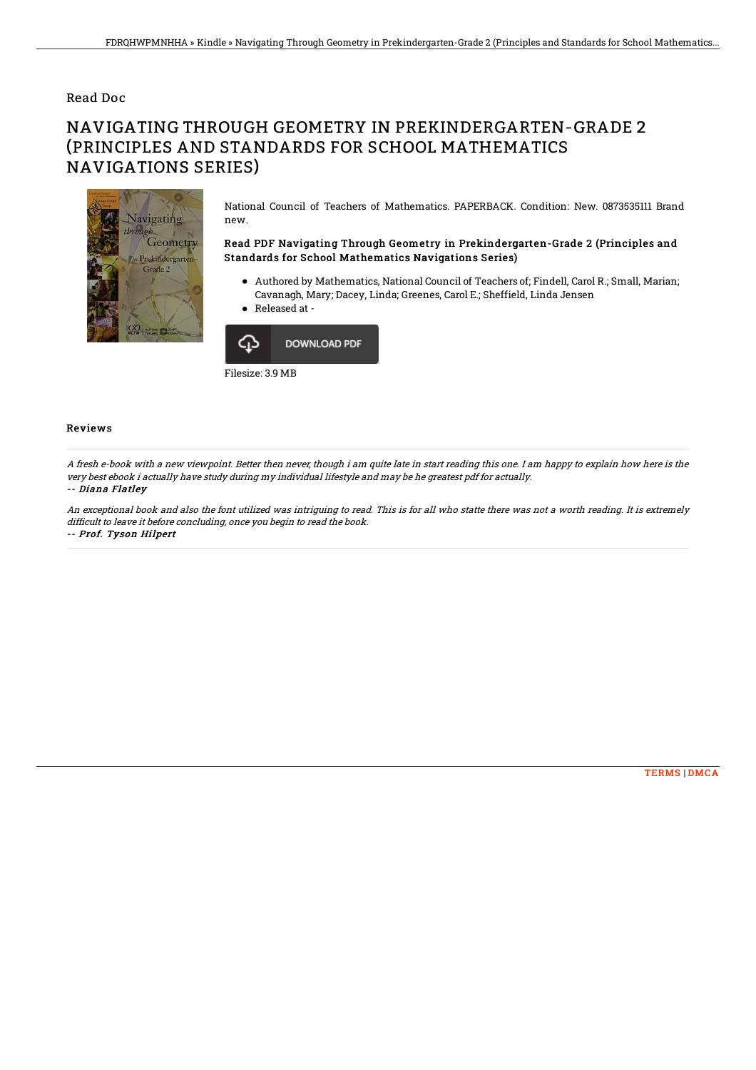Read Doc

# NAVIGATING THROUGH GEOMETRY IN PREKINDERGARTEN-GRADE 2 (PRINCIPLES AND STANDARDS FOR SCHOOL MATHEMATICS NAVIGATIONS SERIES)

National Council of Teachers of Mathematics. PAPERBACK. Condition: New. 0873535111 Brand new.

### Read PDF Navigating Through Geometry in Prekindergarten-Grade 2 (Principles and Standards for School Mathematics Navigations Series)

- Authored by Mathematics, National Council of Teachers of; Findell, Carol R.; Small, Marian; Cavanagh, Mary; Dacey, Linda; Greenes, Carol E.; Sheffield, Linda Jensen
- Released at -

DOWNLOAD PDF

Filesize: 3.9 MB

## Reviews

*A fresh e-book with a new viewpoint. Better then never, though i am quite late in start reading this one. I am happy to explain how here is the very best ebook i actually have study during my individual lifestyle and may be he greatest pdf for actually.*

*-- Diana Flatley*

*An exceptional book and also the font utilized was intriguing to read. This is for all who statte there was not a worth reading. It is extremely difficult to leave it before concluding, once you begin to read the book.*

*-- Prof. Tyson Hilpert*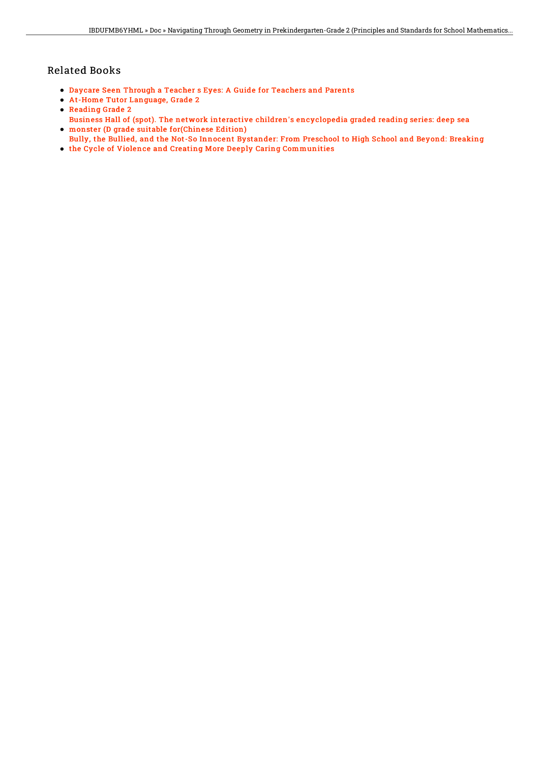## Related Books

- Daycare Seen Through a Teacher s Eyes: A Guide for Teachers and Parents
- At-Home Tutor Language, Grade 2
- Reading Grade 2
- Business Hall of (spot). The network interactive children's encyclopedia graded reading series: deep sea monster (D grade suitable for(Chinese Edition)
- Bully, the Bullied, and the Not-So Innocent Bystander: From Preschool to High School and Beyond: Breaking the Cycle of Violence and Creating More Deeply Caring Communities